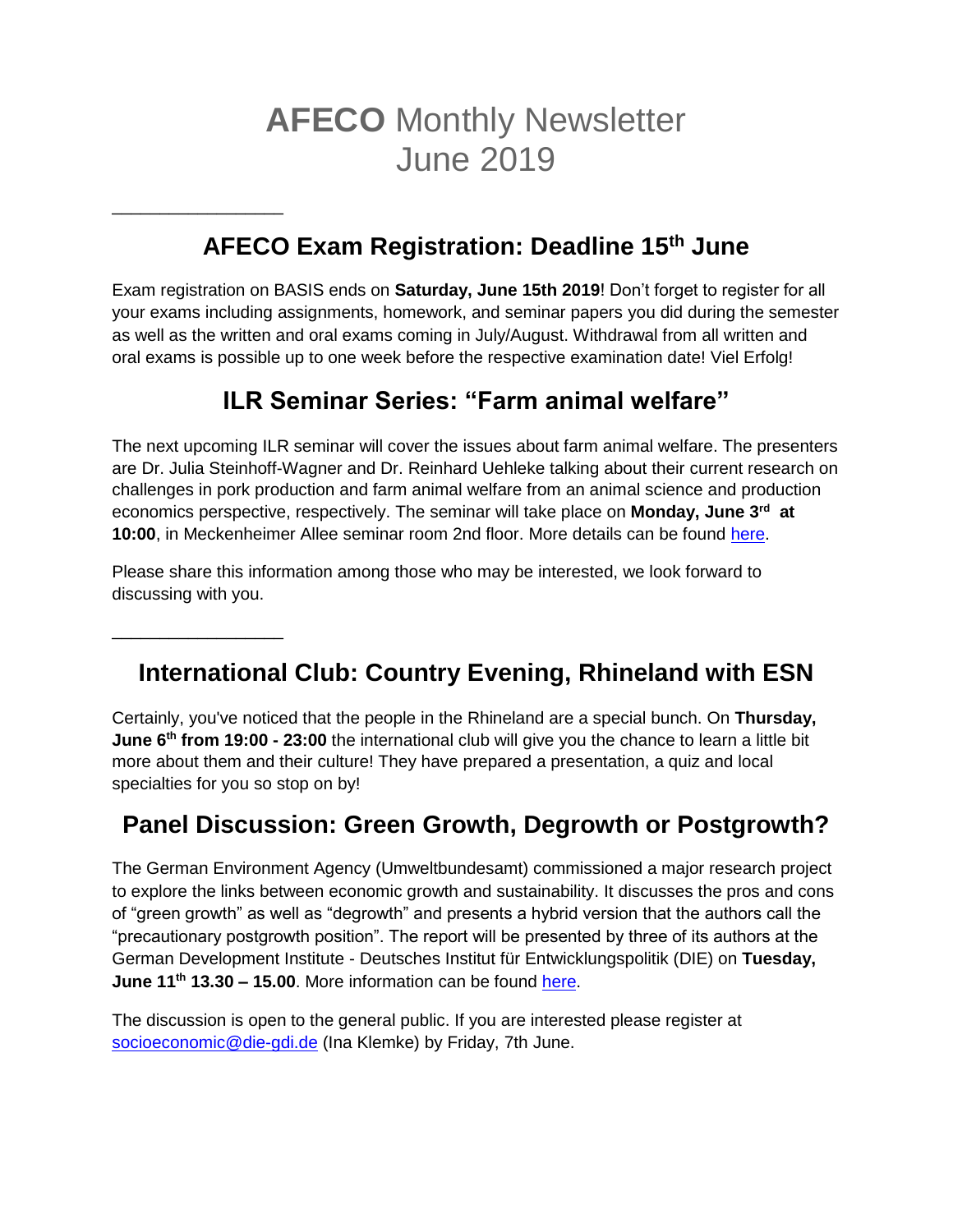# **AFECO** Monthly Newsletter
# June 2019

---

## AFECO Exam Registration: Deadline 15th June

Exam registration on BASIS ends on **Saturday, June 15th 2019**! Don't forget to register for all your exams including assignments, homework, and seminar papers you did during the semester as well as the written and oral exams coming in July/August. Withdrawal from all written and oral exams is possible up to one week before the respective examination date! Viel Erfolg!

## ILR Seminar Series: "Farm animal welfare"

The next upcoming ILR seminar will cover the issues about farm animal welfare. The presenters are Dr. Julia Steinhoff-Wagner and Dr. Reinhard Uehleke talking about their current research on challenges in pork production and farm animal welfare from an animal science and production economics perspective, respectively. The seminar will take place on **Monday, June 3rd at 10:00**, in Meckenheimer Allee seminar room 2nd floor. More details can be found here.

Please share this information among those who may be interested, we look forward to discussing with you.

---

## International Club: Country Evening, Rhineland with ESN

Certainly, you've noticed that the people in the Rhineland are a special bunch. On **Thursday, June 6th from 19:00 - 23:00** the international club will give you the chance to learn a little bit more about them and their culture! They have prepared a presentation, a quiz and local specialties for you so stop on by!

## Panel Discussion: Green Growth, Degrowth or Postgrowth?

The German Environment Agency (Umweltbundesamt) commissioned a major research project to explore the links between economic growth and sustainability. It discusses the pros and cons of "green growth" as well as "degrowth" and presents a hybrid version that the authors call the "precautionary postgrowth position". The report will be presented by three of its authors at the German Development Institute - Deutsches Institut für Entwicklungspolitik (DIE) on **Tuesday, June 11th 13.30 – 15.00**. More information can be found here.

The discussion is open to the general public. If you are interested please register at socioeconomic@die-gdi.de (Ina Klemke) by Friday, 7th June.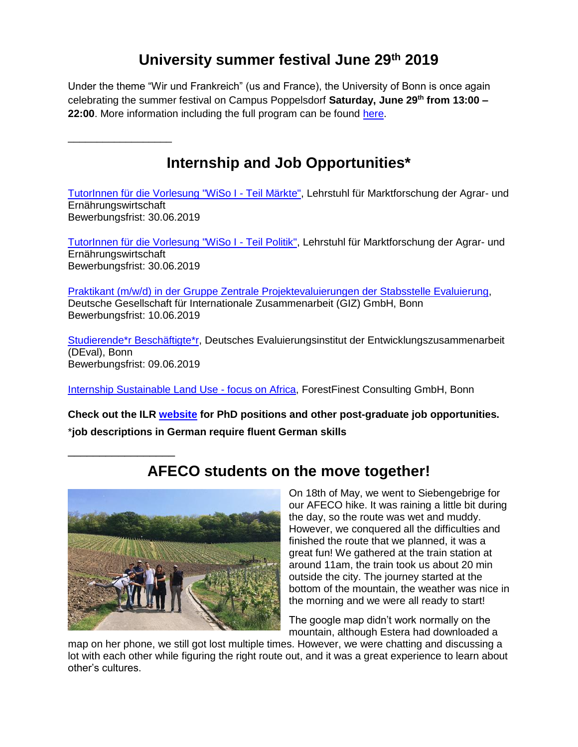# University summer festival June 29th 2019

Under the theme "Wir und Frankreich" (us and France), the University of Bonn is once again celebrating the summer festival on Campus Poppelsdorf **Saturday, June 29th from 13:00 – 22:00**. More information including the full program can be found here.

\_\_\_\_\_\_\_\_\_\_\_\_\_\_\_\_\_\_

# Internship and Job Opportunities*

TutorInnen für die Vorlesung "WiSo I - Teil Märkte", Lehrstuhl für Marktforschung der Agrar- und Ernährungswirtschaft
Bewerbungsfrist: 30.06.2019

TutorInnen für die Vorlesung "WiSo I - Teil Politik", Lehrstuhl für Marktforschung der Agrar- und Ernährungswirtschaft
Bewerbungsfrist: 30.06.2019

Praktikant (m/w/d) in der Gruppe Zentrale Projektevaluierungen der Stabsstelle Evaluierung, Deutsche Gesellschaft für Internationale Zusammenarbeit (GIZ) GmbH, Bonn
Bewerbungsfrist: 10.06.2019

Studierende*r Beschäftigte*r, Deutsches Evaluierungsinstitut der Entwicklungszusammenarbeit (DEval), Bonn
Bewerbungsfrist: 09.06.2019

Internship Sustainable Land Use - focus on Africa, ForestFinest Consulting GmbH, Bonn

**Check out the ILR website for PhD positions and other post-graduate job opportunities.**

\***job descriptions in German require fluent German skills**

\_\_\_\_\_\_\_\_\_\_\_\_\_\_\_\_\_\_

# AFECO students on the move together!

On 18th of May, we went to Siebengebrige for our AFECO hike. It was raining a little bit during the day, so the route was wet and muddy. However, we conquered all the difficulties and finished the route that we planned, it was a great fun! We gathered at the train station at around 11am, the train took us about 20 min outside the city. The journey started at the bottom of the mountain, the weather was nice in the morning and we were all ready to start!

The google map didn't work normally on the mountain, although Estera had downloaded a map on her phone, we still got lost multiple times. However, we were chatting and discussing a lot with each other while figuring the right route out, and it was a great experience to learn about other's cultures.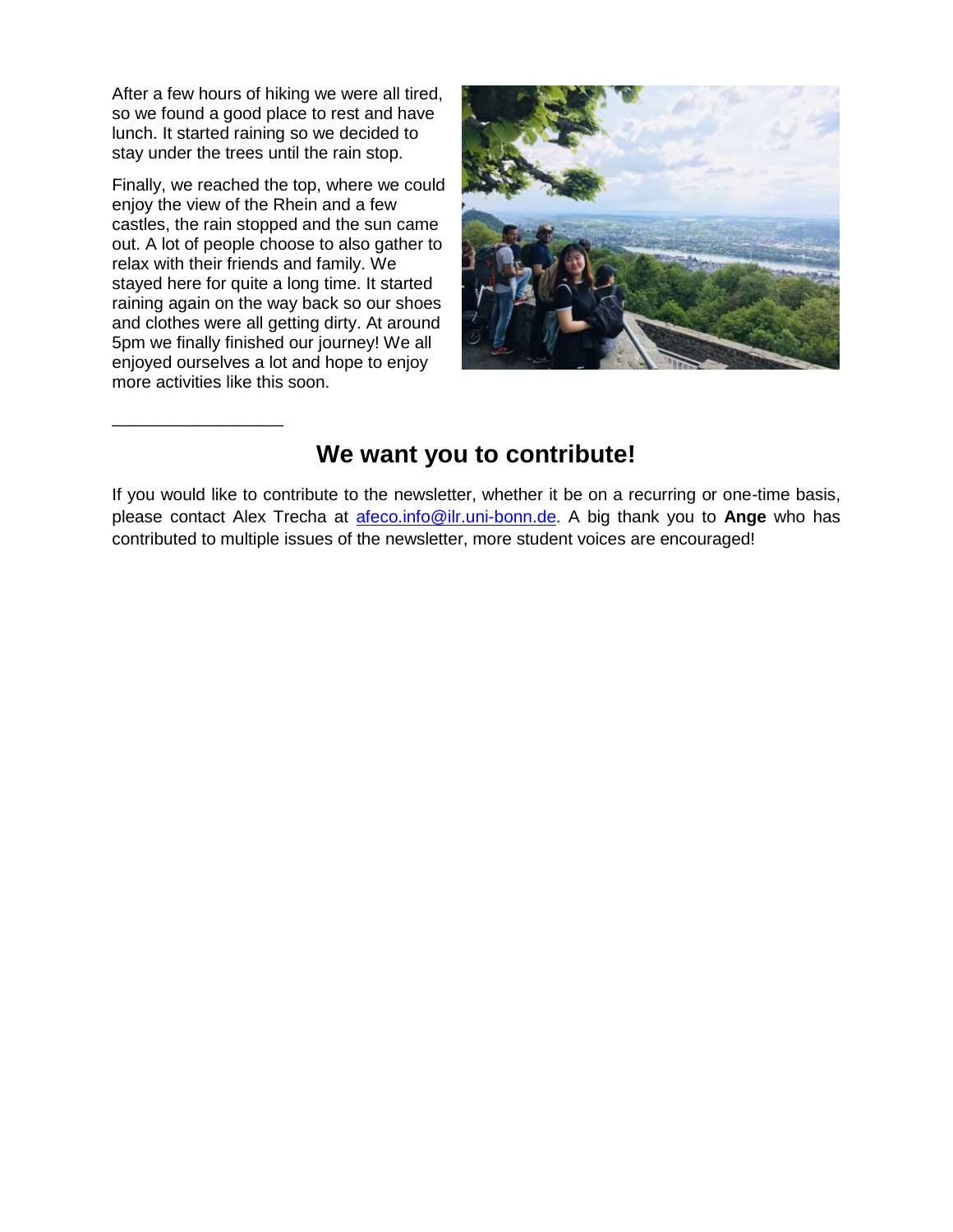After a few hours of hiking we were all tired, so we found a good place to rest and have lunch. It started raining so we decided to stay under the trees until the rain stop.

Finally, we reached the top, where we could enjoy the view of the Rhein and a few castles, the rain stopped and the sun came out. A lot of people choose to also gather to relax with their friends and family. We stayed here for quite a long time. It started raining again on the way back so our shoes and clothes were all getting dirty. At around 5pm we finally finished our journey! We all enjoyed ourselves a lot and hope to enjoy more activities like this soon.

---

## We want you to contribute!

If you would like to contribute to the newsletter, whether it be on a recurring or one-time basis, please contact Alex Trecha at afeco.info@ilr.uni-bonn.de. A big thank you to **Ange** who has contributed to multiple issues of the newsletter, more student voices are encouraged!